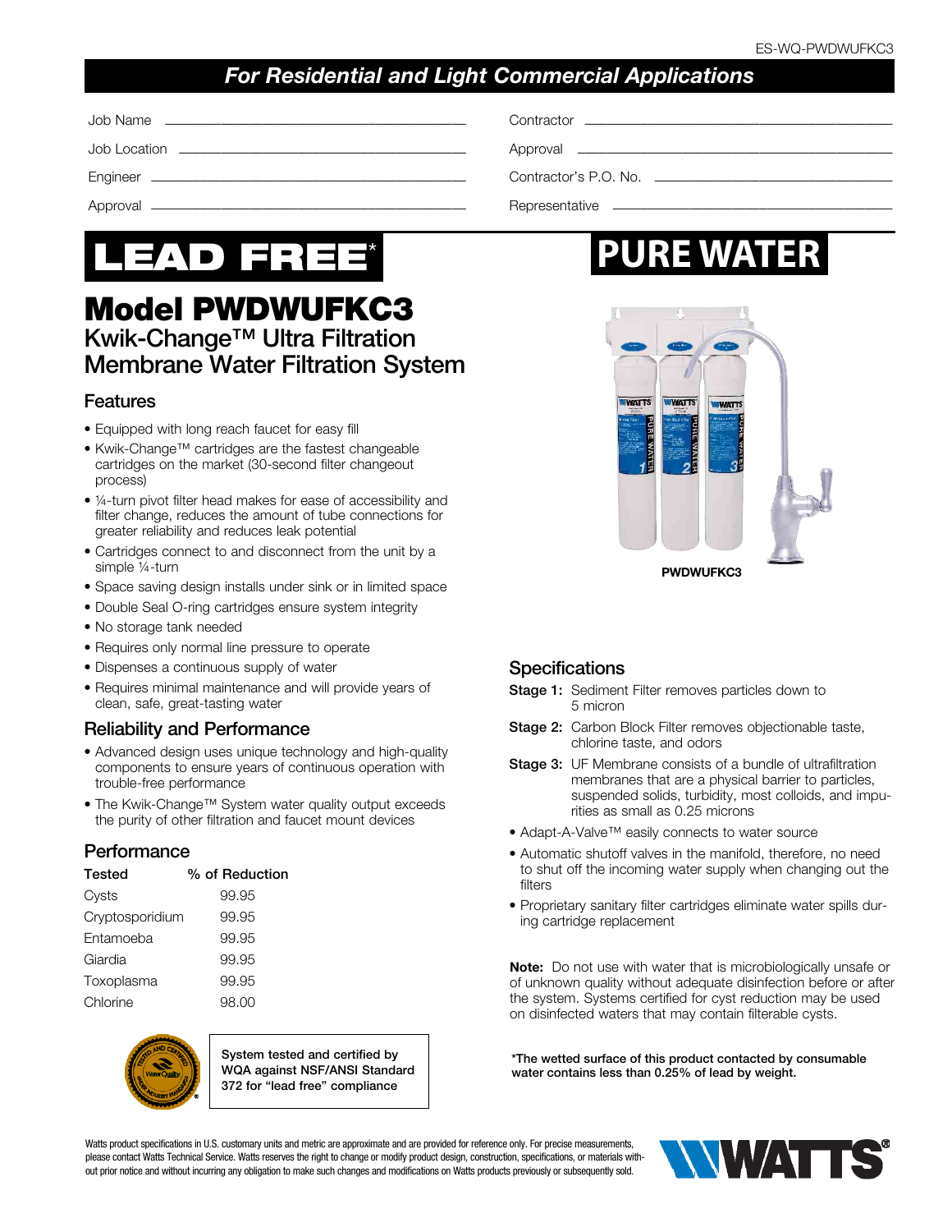ES-WQ-PWDWUFKC3

***For Residential and Light Commercial Applications***

Job Name ______________________ Contractor ______________________

Job Location ______________________ Approval ______________________

Engineer ______________________ Contractor's P.O. No. ______________________

Approval ______________________ Representative ______________________

**LEAD FREE***

**PURE WATER**

# Model PWDWUFKC3

## Kwik-Change™ Ultra Filtration Membrane Water Filtration System

PWDWUFKC3

### Features

- Equipped with long reach faucet for easy fill
- Kwik-Change™ cartridges are the fastest changeable cartridges on the market (30-second filter changeout process)
- ¼-turn pivot filter head makes for ease of accessibility and filter change, reduces the amount of tube connections for greater reliability and reduces leak potential
- Cartridges connect to and disconnect from the unit by a simple ¼-turn
- Space saving design installs under sink or in limited space
- Double Seal O-ring cartridges ensure system integrity
- No storage tank needed
- Requires only normal line pressure to operate
- Dispenses a continuous supply of water
- Requires minimal maintenance and will provide years of clean, safe, great-tasting water

### Reliability and Performance

- Advanced design uses unique technology and high-quality components to ensure years of continuous operation with trouble-free performance
- The Kwik-Change™ System water quality output exceeds the purity of other filtration and faucet mount devices

### Performance

| Tested | % of Reduction |
|---|---|
| Cysts | 99.95 |
| Cryptosporidium | 99.95 |
| Entamoeba | 99.95 |
| Giardia | 99.95 |
| Toxoplasma | 99.95 |
| Chlorine | 98.00 |

**System tested and certified by WQA against NSF/ANSI Standard 372 for "lead free" compliance**

### Specifications

**Stage 1:** Sediment Filter removes particles down to 5 micron

**Stage 2:** Carbon Block Filter removes objectionable taste, chlorine taste, and odors

**Stage 3:** UF Membrane consists of a bundle of ultrafiltration membranes that are a physical barrier to particles, suspended solids, turbidity, most colloids, and impurities as small as 0.25 microns

- Adapt-A-Valve™ easily connects to water source
- Automatic shutoff valves in the manifold, therefore, no need to shut off the incoming water supply when changing out the filters
- Proprietary sanitary filter cartridges eliminate water spills during cartridge replacement

**Note:** Do not use with water that is microbiologically unsafe or of unknown quality without adequate disinfection before or after the system. Systems certified for cyst reduction may be used on disinfected waters that may contain filterable cysts.

**\*The wetted surface of this product contacted by consumable water contains less than 0.25% of lead by weight.**

Watts product specifications in U.S. customary units and metric are approximate and are provided for reference only. For precise measurements, please contact Watts Technical Service. Watts reserves the right to change or modify product design, construction, specifications, or materials without prior notice and without incurring any obligation to make such changes and modifications on Watts products previously or subsequently sold.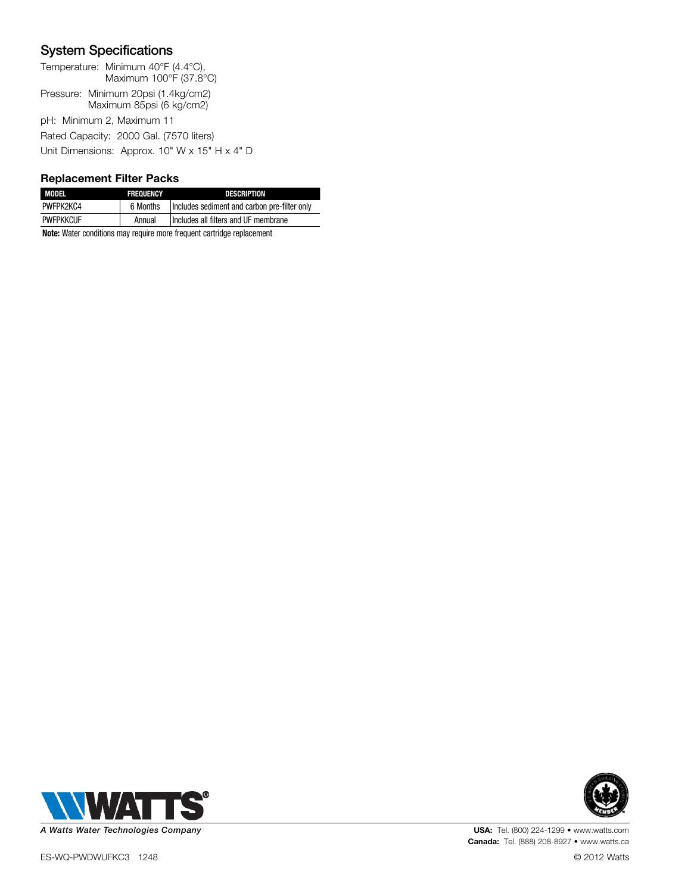## System Specifications

Temperature: Minimum 40°F (4.4°C),
Maximum 100°F (37.8°C)

Pressure: Minimum 20psi (1.4kg/cm2)
Maximum 85psi (6 kg/cm2)

pH: Minimum 2, Maximum 11

Rated Capacity: 2000 Gal. (7570 liters)

Unit Dimensions: Approx. 10" W x 15" H x 4" D

### Replacement Filter Packs

| MODEL | FREQUENCY | DESCRIPTION |
|---|---|---|
| PWFPK2KC4 | 6 Months | Includes sediment and carbon pre-filter only |
| PWFPKKCUF | Annual | Includes all filters and UF membrane |

**Note:** Water conditions may require more frequent cartridge replacement

*A Watts Water Technologies Company*

**USA:** Tel. (800) 224-1299 • www.watts.com
**Canada:** Tel. (888) 208-8927 • www.watts.ca

ES-WQ-PWDWUFKC3 1248

© 2012 Watts